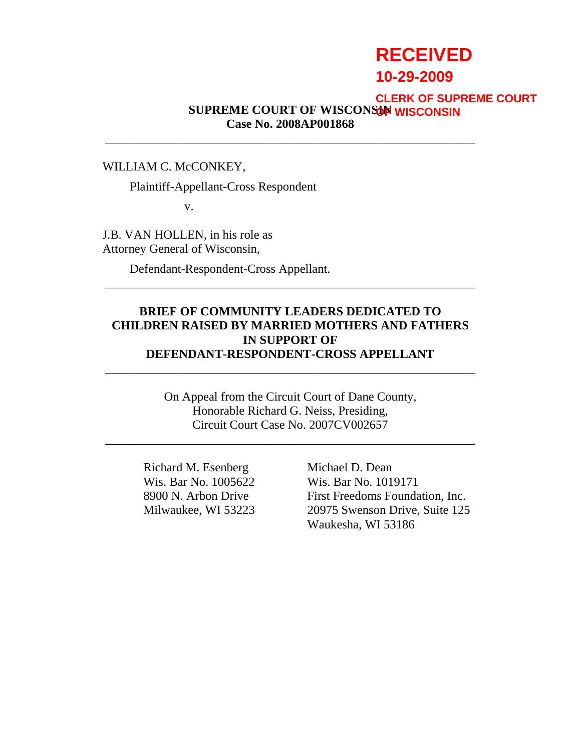**RECEIVED**
**10-29-2009**
**CLERK OF SUPREME COURT OF WISCONSIN**

**SUPREME COURT OF WISCONSIN**
**Case No. 2008AP001868**

---

WILLIAM C. McCONKEY,

Plaintiff-Appellant-Cross Respondent

v.

J.B. VAN HOLLEN, in his role as Attorney General of Wisconsin,

Defendant-Respondent-Cross Appellant.

---

**BRIEF OF COMMUNITY LEADERS DEDICATED TO CHILDREN RAISED BY MARRIED MOTHERS AND FATHERS IN SUPPORT OF DEFENDANT-RESPONDENT-CROSS APPELLANT**

---

On Appeal from the Circuit Court of Dane County,
Honorable Richard G. Neiss, Presiding,
Circuit Court Case No. 2007CV002657

---

Richard M. Esenberg
Wis. Bar No. 1005622
8900 N. Arbon Drive
Milwaukee, WI 53223

Michael D. Dean
Wis. Bar No. 1019171
First Freedoms Foundation, Inc.
20975 Swenson Drive, Suite 125
Waukesha, WI 53186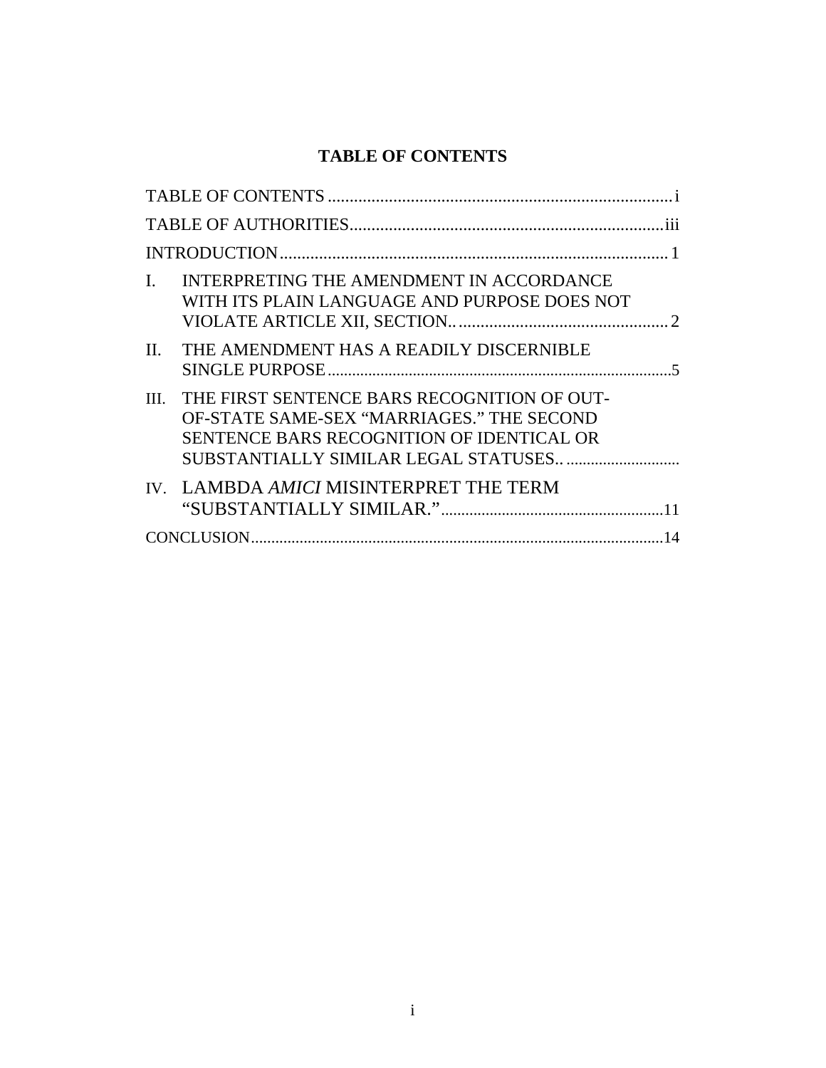# TABLE OF CONTENTS

TABLE OF CONTENTS ........................................................................ i

TABLE OF AUTHORITIES .................................................................. iii

INTRODUCTION ................................................................................ 1

I. INTERPRETING THE AMENDMENT IN ACCORDANCE WITH ITS PLAIN LANGUAGE AND PURPOSE DOES NOT VIOLATE ARTICLE XII, SECTION.. ............................................ 2

II. THE AMENDMENT HAS A READILY DISCERNIBLE SINGLE PURPOSE ............................................................................ 5

III. THE FIRST SENTENCE BARS RECOGNITION OF OUT-OF-STATE SAME-SEX "MARRIAGES." THE SECOND SENTENCE BARS RECOGNITION OF IDENTICAL OR SUBSTANTIALLY SIMILAR LEGAL STATUSES.. ...........................

IV. LAMBDA *AMICI* MISINTERPRET THE TERM "SUBSTANTIALLY SIMILAR." ................................................ 11

CONCLUSION ..................................................................................... 14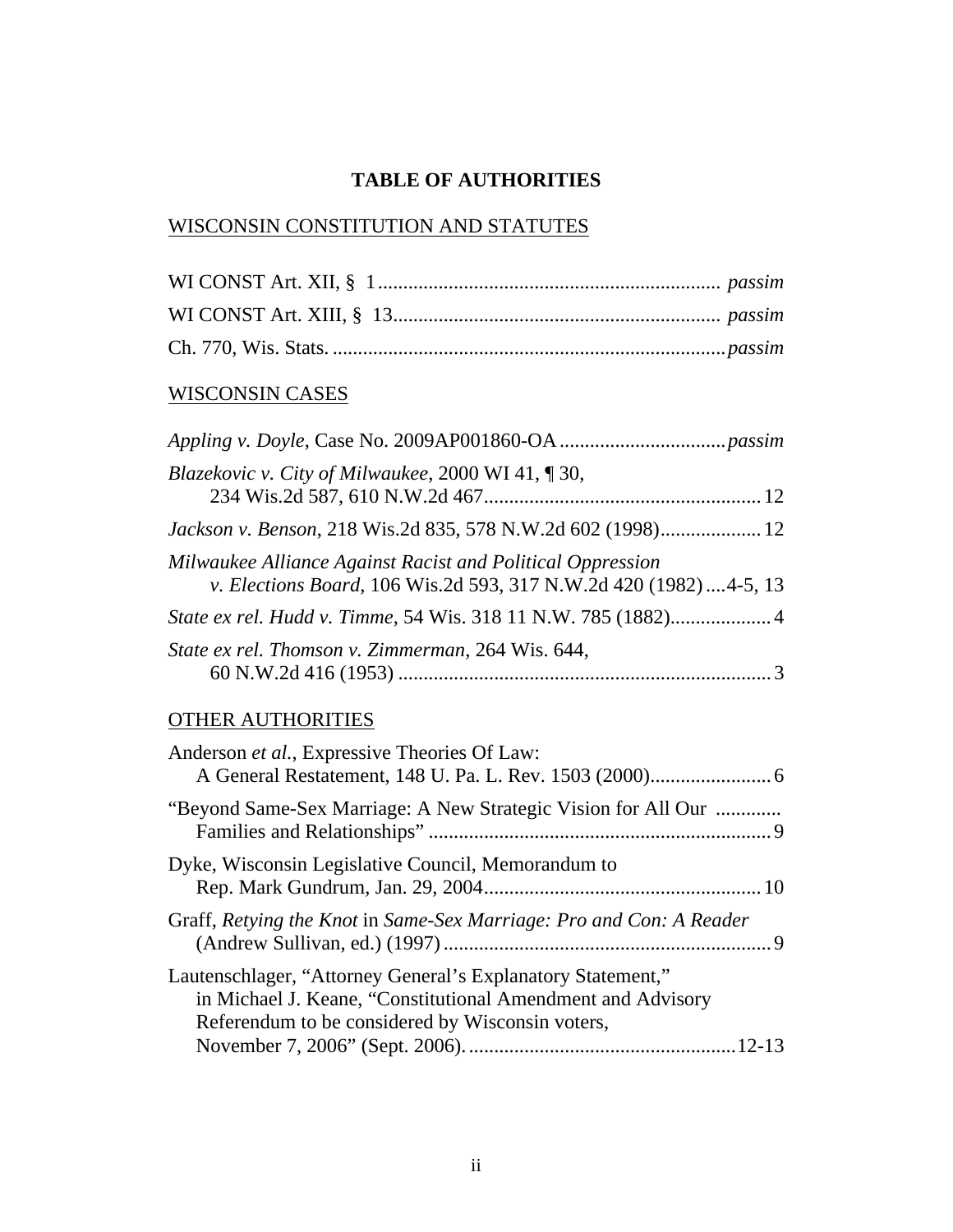# TABLE OF AUTHORITIES

WISCONSIN CONSTITUTION AND STATUTES

WI CONST Art. XII, § 1 .................................................................... *passim*

WI CONST Art. XIII, § 13 ................................................................. *passim*

Ch. 770, Wis. Stats. .............................................................................. *passim*

WISCONSIN CASES

*Appling v. Doyle*, Case No. 2009AP001860-OA ................................. *passim*

*Blazekovic v. City of Milwaukee*, 2000 WI 41, ¶ 30,
   234 Wis.2d 587, 610 N.W.2d 467 ....................................................... 12

*Jackson v. Benson*, 218 Wis.2d 835, 578 N.W.2d 602 (1998) .................... 12

*Milwaukee Alliance Against Racist and Political Oppression v. Elections Board*, 106 Wis.2d 593, 317 N.W.2d 420 (1982) .... 4-5, 13

*State ex rel. Hudd v. Timme*, 54 Wis. 318 11 N.W. 785 (1882) .................... 4

*State ex rel. Thomson v. Zimmerman*, 264 Wis. 644,
   60 N.W.2d 416 (1953) ........................................................................... 3

OTHER AUTHORITIES

Anderson *et al.*, Expressive Theories Of Law:
   A General Restatement, 148 U. Pa. L. Rev. 1503 (2000) ........................ 6

"Beyond Same-Sex Marriage: A New Strategic Vision for All Our .............
   Families and Relationships" .................................................................. 9

Dyke, Wisconsin Legislative Council, Memorandum to
   Rep. Mark Gundrum, Jan. 29, 2004 ....................................................... 10

Graff, *Retying the Knot* in *Same-Sex Marriage: Pro and Con: A Reader*
   (Andrew Sullivan, ed.) (1997) ................................................................ 9

Lautenschlager, "Attorney General's Explanatory Statement,"
   in Michael J. Keane, "Constitutional Amendment and Advisory
   Referendum to be considered by Wisconsin voters,
   November 7, 2006" (Sept. 2006). ..................................................... 12-13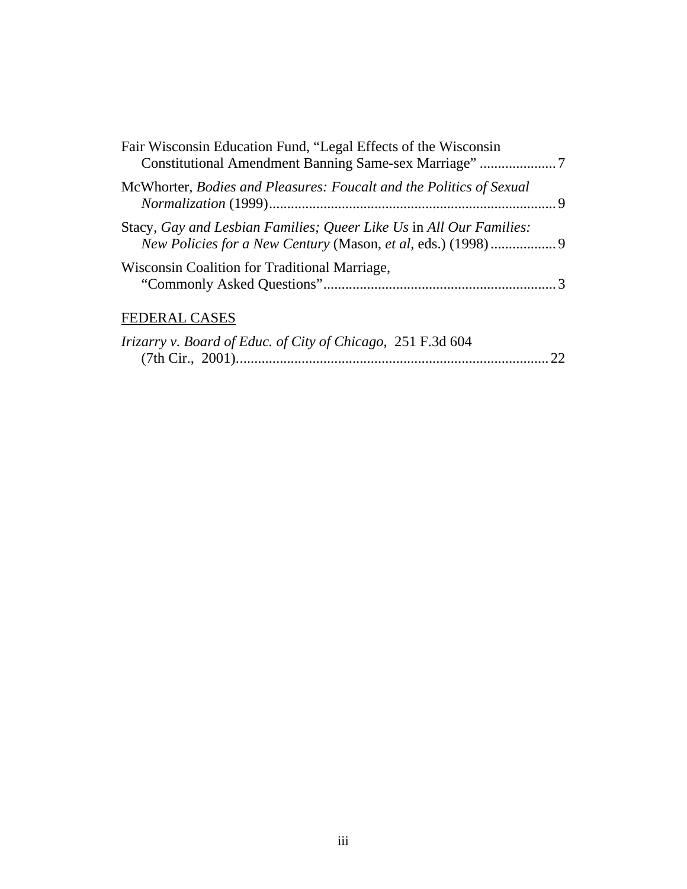Fair Wisconsin Education Fund, "Legal Effects of the Wisconsin Constitutional Amendment Banning Same-sex Marriage" ..................... 7

McWhorter, *Bodies and Pleasures: Foucalt and the Politics of Sexual Normalization* (1999)................................................................................ 9

Stacy, *Gay and Lesbian Families; Queer Like Us* in *All Our Families: New Policies for a New Century* (Mason, *et al*, eds.) (1998).................. 9

Wisconsin Coalition for Traditional Marriage, "Commonly Asked Questions"................................................................ 3

FEDERAL CASES

*Irizarry v. Board of Educ. of City of Chicago*, 251 F.3d 604 (7th Cir., 2001)...................................................................................... 22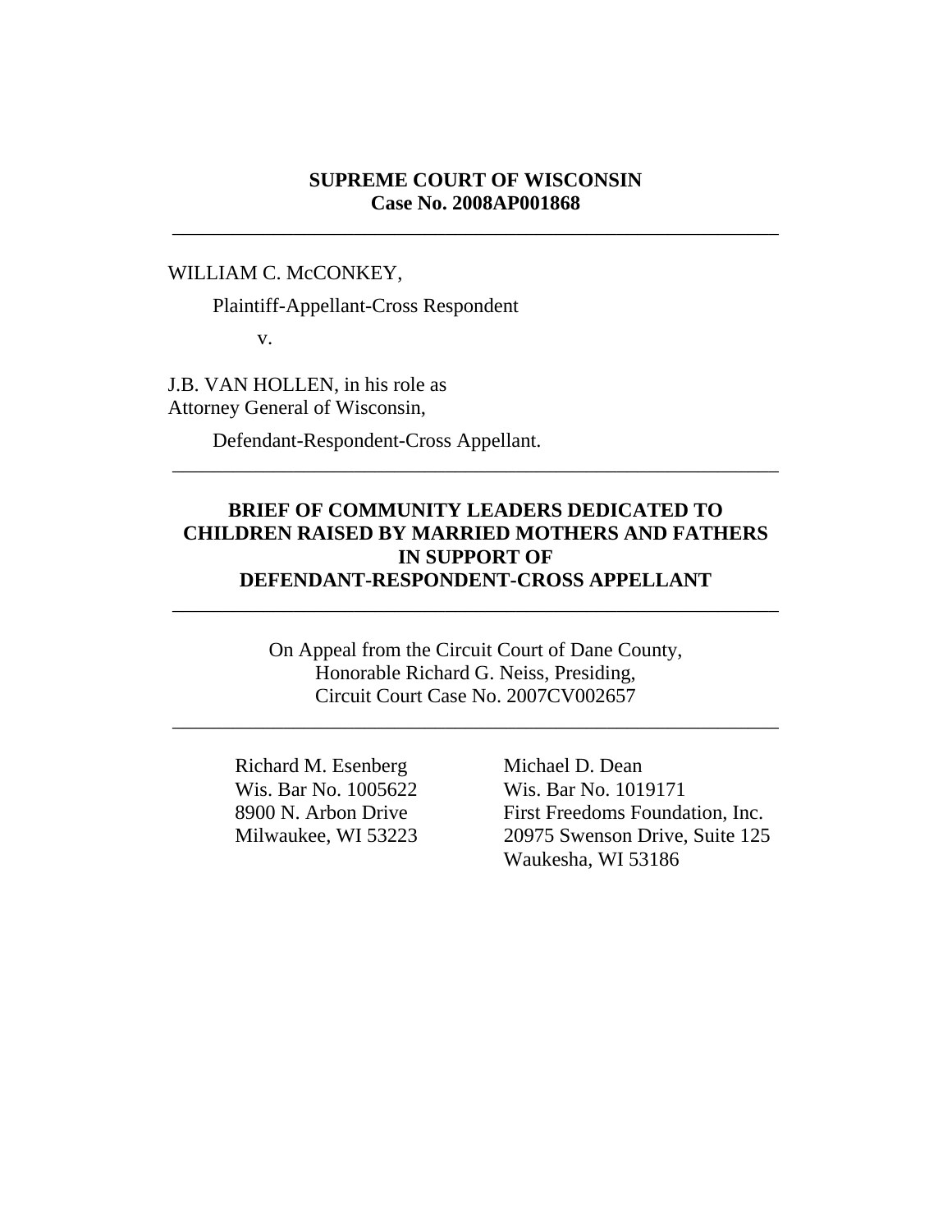**SUPREME COURT OF WISCONSIN**
**Case No. 2008AP001868**

---

WILLIAM C. McCONKEY,

Plaintiff-Appellant-Cross Respondent

v.

J.B. VAN HOLLEN, in his role as
Attorney General of Wisconsin,

Defendant-Respondent-Cross Appellant.

---

**BRIEF OF COMMUNITY LEADERS DEDICATED TO CHILDREN RAISED BY MARRIED MOTHERS AND FATHERS IN SUPPORT OF DEFENDANT-RESPONDENT-CROSS APPELLANT**

---

On Appeal from the Circuit Court of Dane County,
Honorable Richard G. Neiss, Presiding,
Circuit Court Case No. 2007CV002657

---

Richard M. Esenberg
Wis. Bar No. 1005622
8900 N. Arbon Drive
Milwaukee, WI 53223

Michael D. Dean
Wis. Bar No. 1019171
First Freedoms Foundation, Inc.
20975 Swenson Drive, Suite 125
Waukesha, WI 53186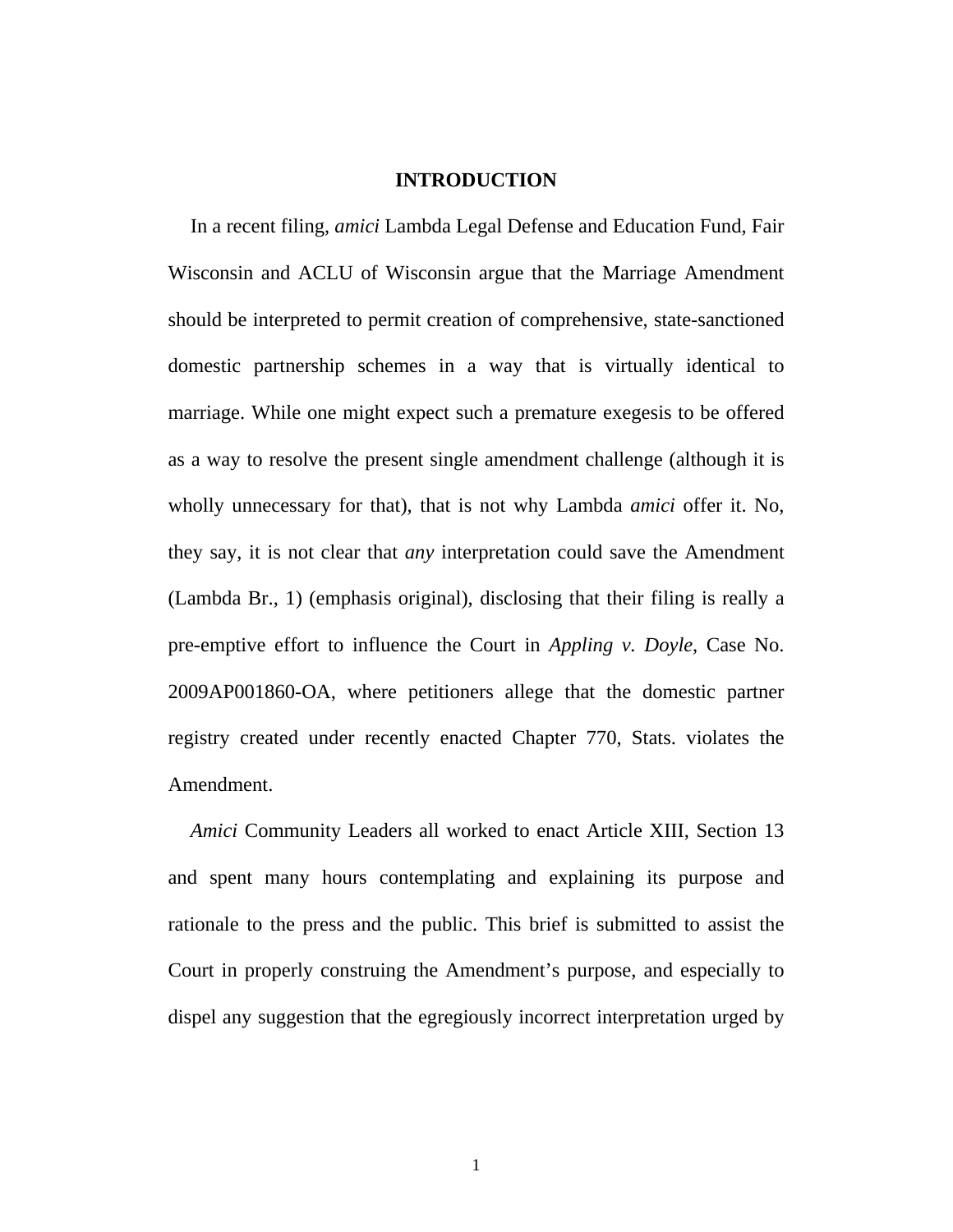# INTRODUCTION

In a recent filing, *amici* Lambda Legal Defense and Education Fund, Fair Wisconsin and ACLU of Wisconsin argue that the Marriage Amendment should be interpreted to permit creation of comprehensive, state-sanctioned domestic partnership schemes in a way that is virtually identical to marriage. While one might expect such a premature exegesis to be offered as a way to resolve the present single amendment challenge (although it is wholly unnecessary for that), that is not why Lambda *amici* offer it. No, they say, it is not clear that *any* interpretation could save the Amendment (Lambda Br., 1) (emphasis original), disclosing that their filing is really a pre-emptive effort to influence the Court in *Appling v. Doyle*, Case No. 2009AP001860-OA, where petitioners allege that the domestic partner registry created under recently enacted Chapter 770, Stats. violates the Amendment.

*Amici* Community Leaders all worked to enact Article XIII, Section 13 and spent many hours contemplating and explaining its purpose and rationale to the press and the public. This brief is submitted to assist the Court in properly construing the Amendment's purpose, and especially to dispel any suggestion that the egregiously incorrect interpretation urged by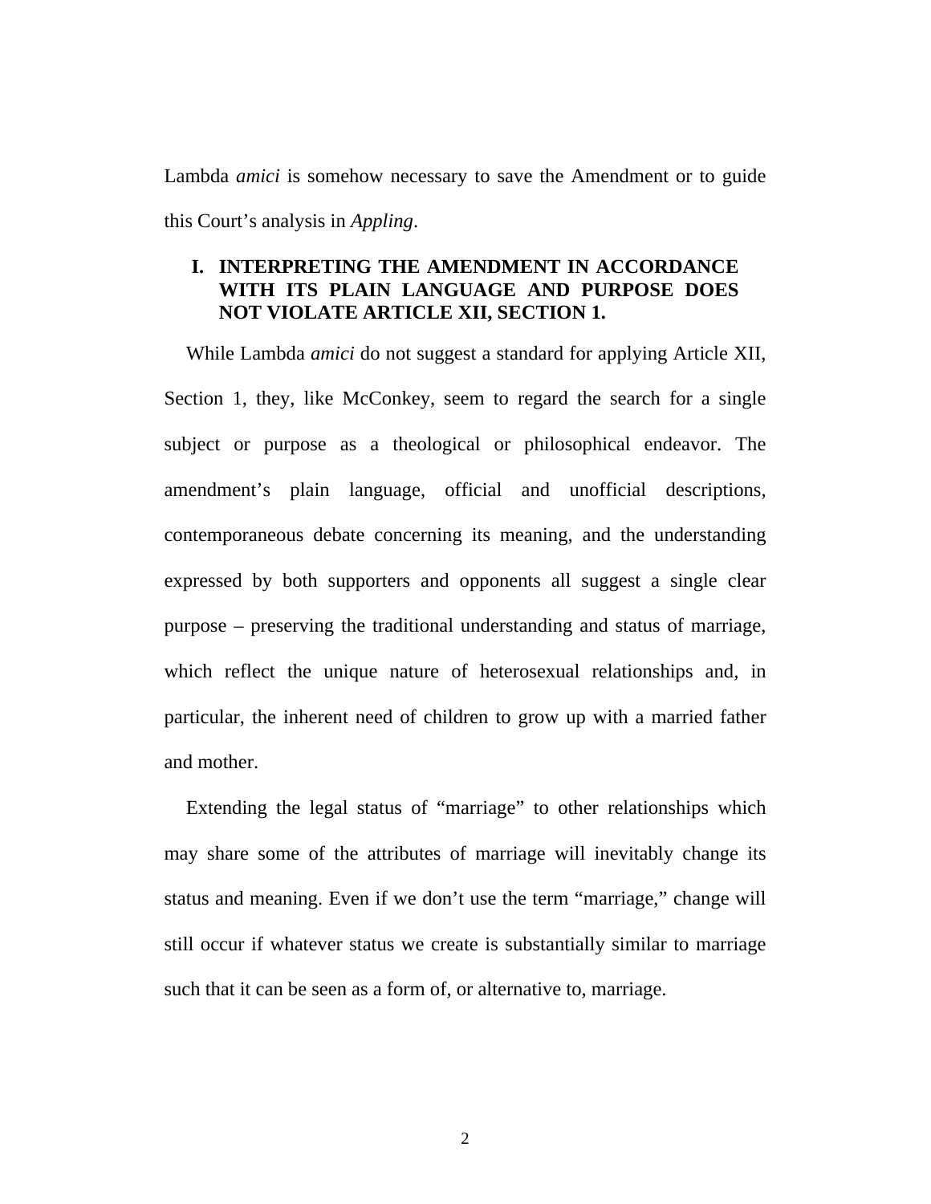Lambda *amici* is somehow necessary to save the Amendment or to guide this Court's analysis in *Appling*.

## I. INTERPRETING THE AMENDMENT IN ACCORDANCE WITH ITS PLAIN LANGUAGE AND PURPOSE DOES NOT VIOLATE ARTICLE XII, SECTION 1.

While Lambda *amici* do not suggest a standard for applying Article XII, Section 1, they, like McConkey, seem to regard the search for a single subject or purpose as a theological or philosophical endeavor. The amendment's plain language, official and unofficial descriptions, contemporaneous debate concerning its meaning, and the understanding expressed by both supporters and opponents all suggest a single clear purpose – preserving the traditional understanding and status of marriage, which reflect the unique nature of heterosexual relationships and, in particular, the inherent need of children to grow up with a married father and mother.

Extending the legal status of "marriage" to other relationships which may share some of the attributes of marriage will inevitably change its status and meaning. Even if we don't use the term "marriage," change will still occur if whatever status we create is substantially similar to marriage such that it can be seen as a form of, or alternative to, marriage.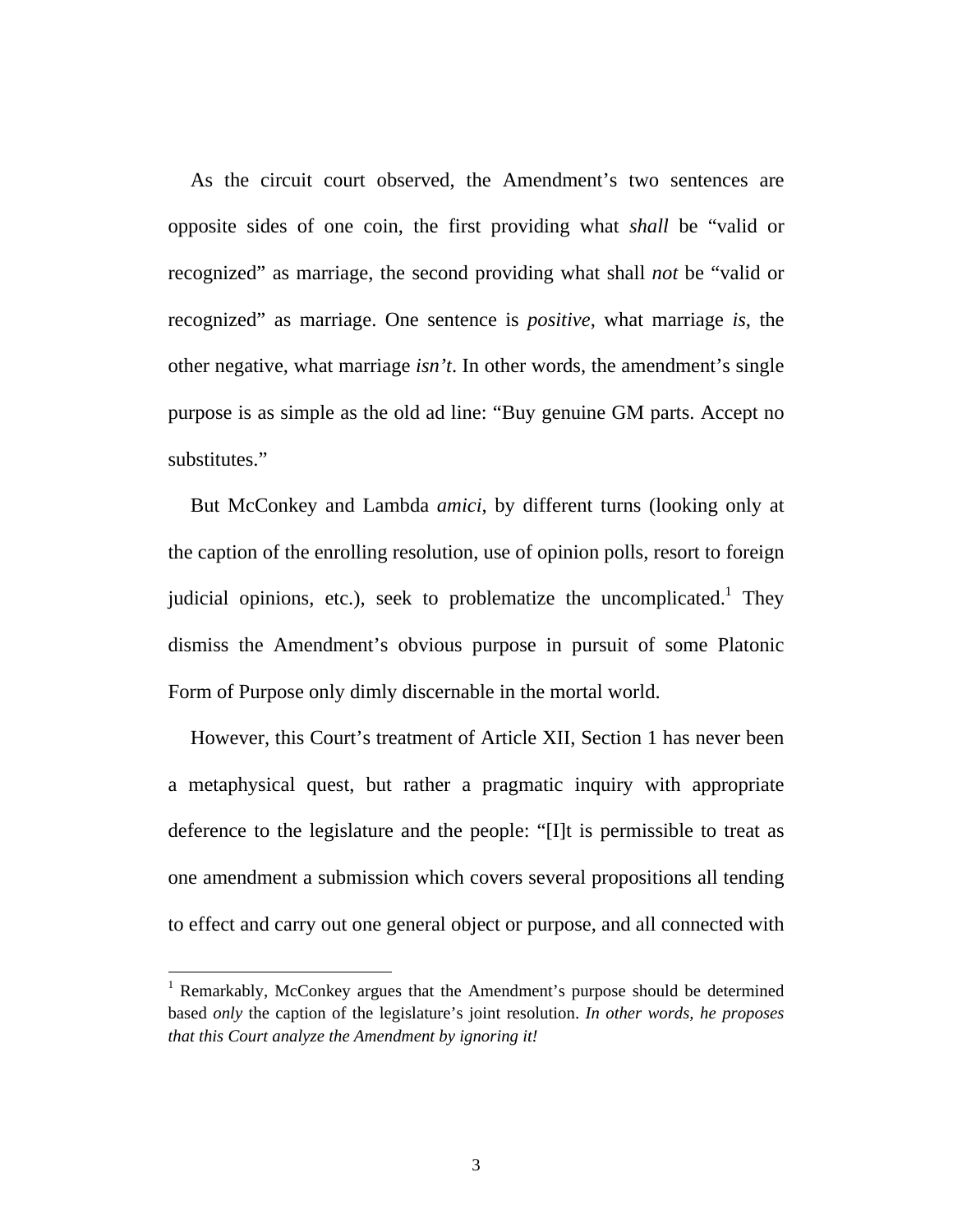As the circuit court observed, the Amendment's two sentences are opposite sides of one coin, the first providing what *shall* be "valid or recognized" as marriage, the second providing what shall *not* be "valid or recognized" as marriage. One sentence is *positive*, what marriage *is*, the other negative, what marriage *isn't*. In other words, the amendment's single purpose is as simple as the old ad line: "Buy genuine GM parts. Accept no substitutes."

But McConkey and Lambda *amici*, by different turns (looking only at the caption of the enrolling resolution, use of opinion polls, resort to foreign judicial opinions, etc.), seek to problematize the uncomplicated.[1] They dismiss the Amendment's obvious purpose in pursuit of some Platonic Form of Purpose only dimly discernable in the mortal world.

However, this Court's treatment of Article XII, Section 1 has never been a metaphysical quest, but rather a pragmatic inquiry with appropriate deference to the legislature and the people: "[I]t is permissible to treat as one amendment a submission which covers several propositions all tending to effect and carry out one general object or purpose, and all connected with

---

[1] Remarkably, McConkey argues that the Amendment's purpose should be determined based *only* the caption of the legislature's joint resolution. *In other words, he proposes that this Court analyze the Amendment by ignoring it!*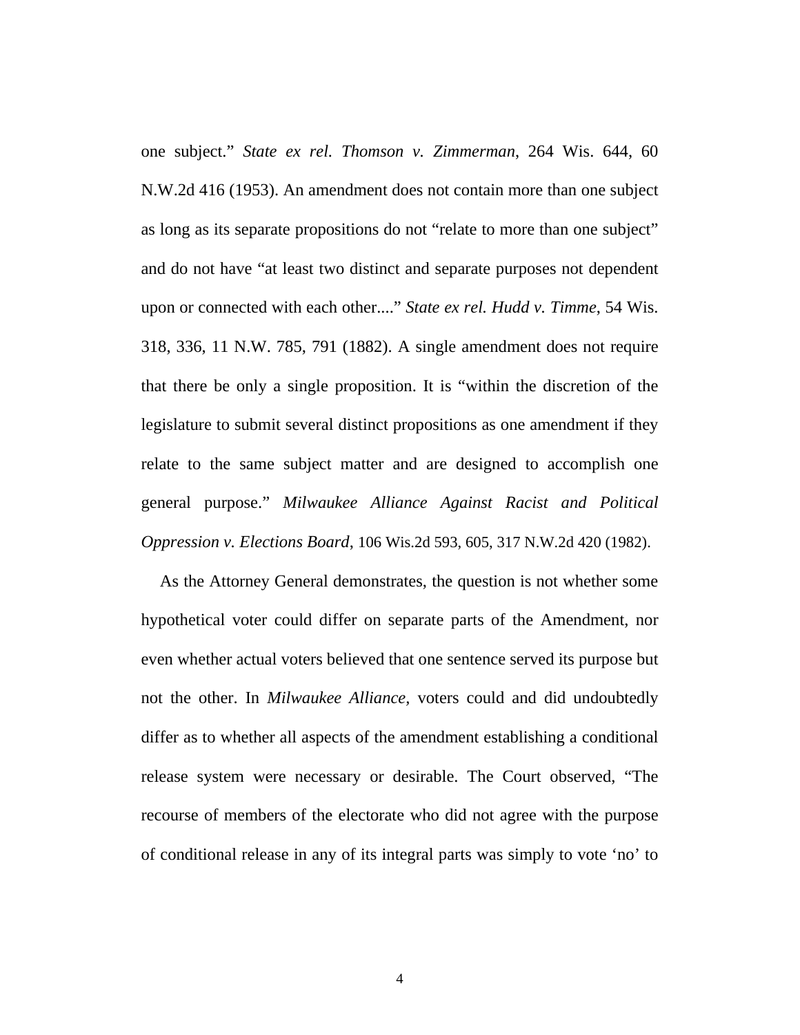one subject." *State ex rel. Thomson v. Zimmerman*, 264 Wis. 644, 60 N.W.2d 416 (1953). An amendment does not contain more than one subject as long as its separate propositions do not "relate to more than one subject" and do not have "at least two distinct and separate purposes not dependent upon or connected with each other...." *State ex rel. Hudd v. Timme*, 54 Wis. 318, 336, 11 N.W. 785, 791 (1882). A single amendment does not require that there be only a single proposition. It is "within the discretion of the legislature to submit several distinct propositions as one amendment if they relate to the same subject matter and are designed to accomplish one general purpose." *Milwaukee Alliance Against Racist and Political Oppression v. Elections Board*, 106 Wis.2d 593, 605, 317 N.W.2d 420 (1982).

As the Attorney General demonstrates, the question is not whether some hypothetical voter could differ on separate parts of the Amendment, nor even whether actual voters believed that one sentence served its purpose but not the other. In *Milwaukee Alliance*, voters could and did undoubtedly differ as to whether all aspects of the amendment establishing a conditional release system were necessary or desirable. The Court observed, "The recourse of members of the electorate who did not agree with the purpose of conditional release in any of its integral parts was simply to vote 'no' to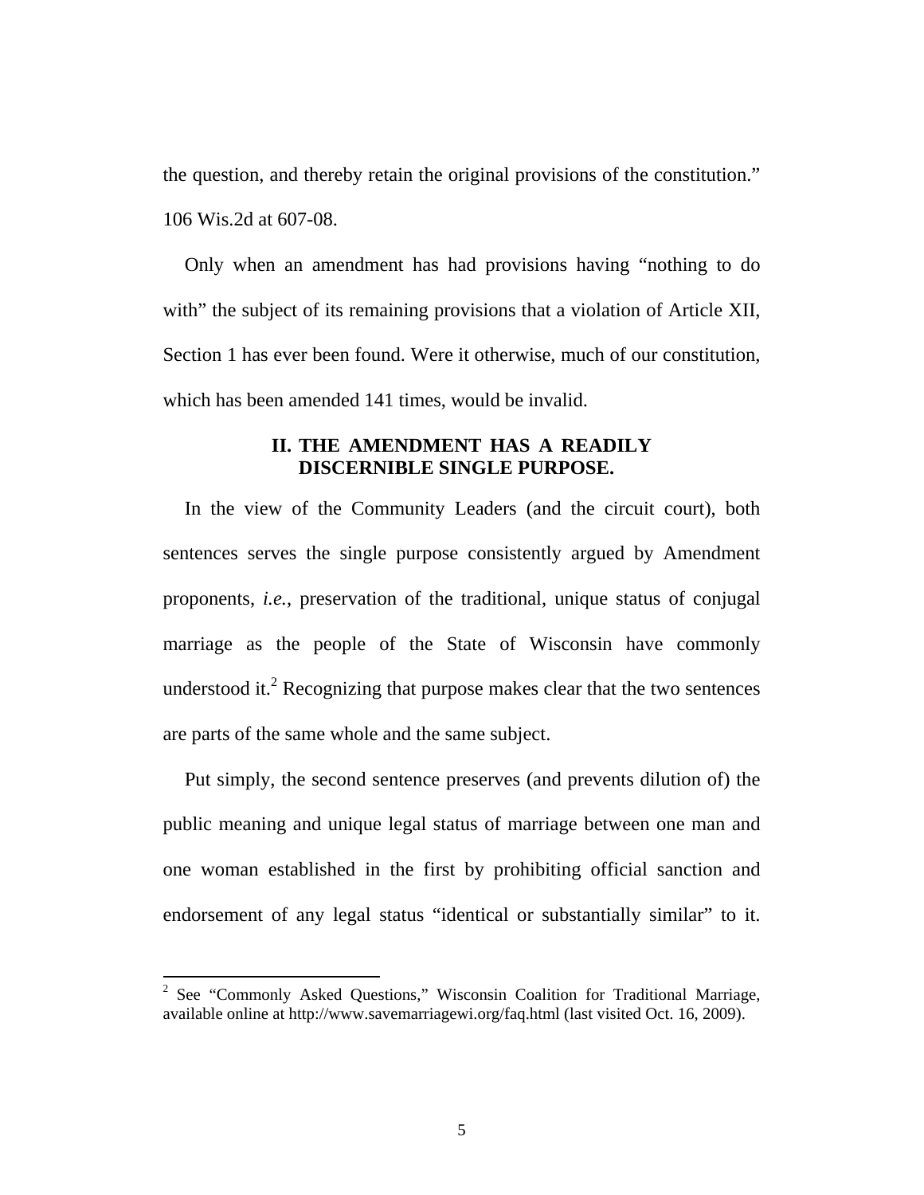the question, and thereby retain the original provisions of the constitution." 106 Wis.2d at 607-08.

Only when an amendment has had provisions having "nothing to do with" the subject of its remaining provisions that a violation of Article XII, Section 1 has ever been found. Were it otherwise, much of our constitution, which has been amended 141 times, would be invalid.

## II. THE AMENDMENT HAS A READILY DISCERNIBLE SINGLE PURPOSE.

In the view of the Community Leaders (and the circuit court), both sentences serves the single purpose consistently argued by Amendment proponents, *i.e.*, preservation of the traditional, unique status of conjugal marriage as the people of the State of Wisconsin have commonly understood it.[2] Recognizing that purpose makes clear that the two sentences are parts of the same whole and the same subject.

Put simply, the second sentence preserves (and prevents dilution of) the public meaning and unique legal status of marriage between one man and one woman established in the first by prohibiting official sanction and endorsement of any legal status "identical or substantially similar" to it.

[2] See "Commonly Asked Questions," Wisconsin Coalition for Traditional Marriage, available online at http://www.savemarriagewi.org/faq.html (last visited Oct. 16, 2009).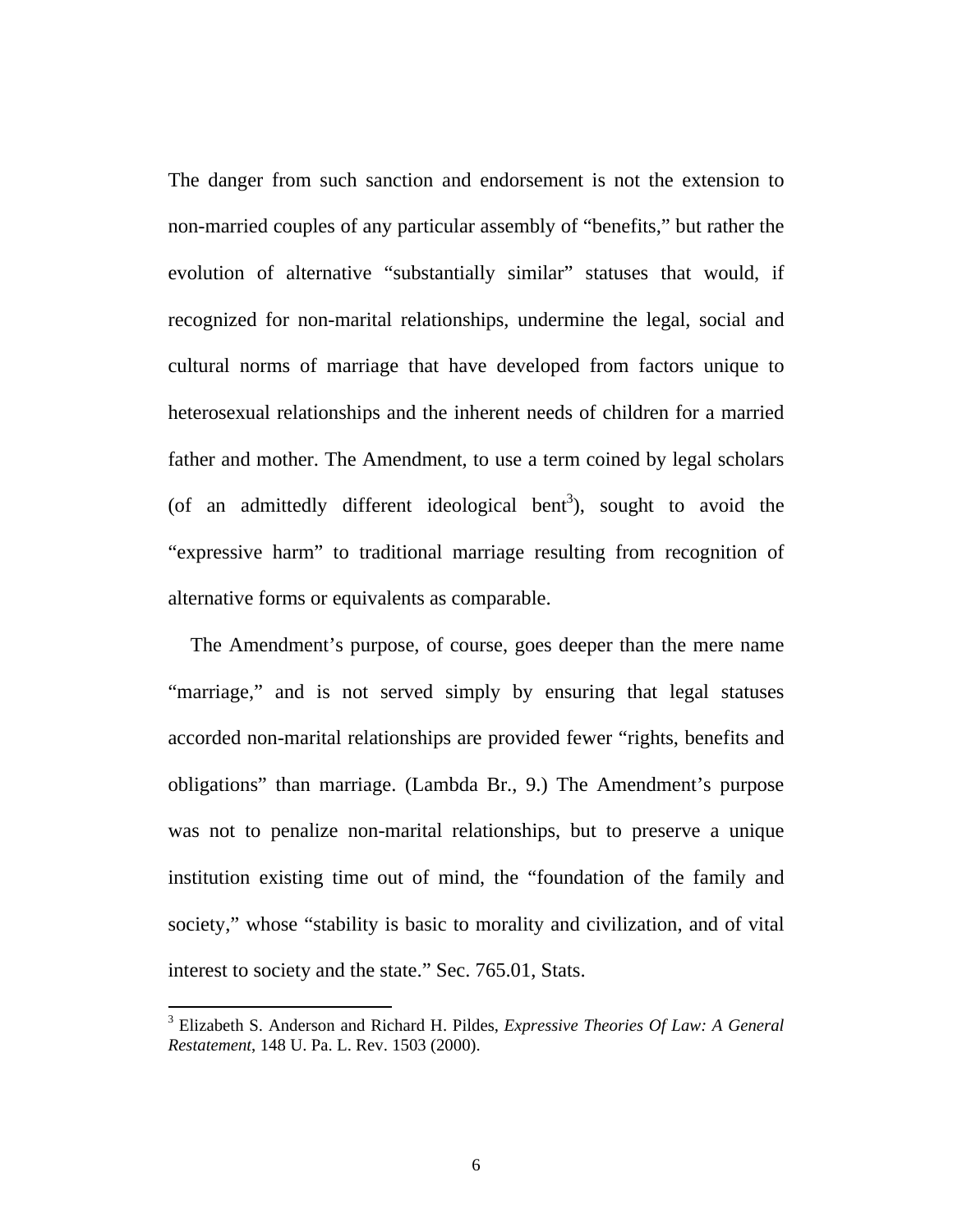The danger from such sanction and endorsement is not the extension to non-married couples of any particular assembly of "benefits," but rather the evolution of alternative "substantially similar" statuses that would, if recognized for non-marital relationships, undermine the legal, social and cultural norms of marriage that have developed from factors unique to heterosexual relationships and the inherent needs of children for a married father and mother. The Amendment, to use a term coined by legal scholars (of an admittedly different ideological bent[3]), sought to avoid the "expressive harm" to traditional marriage resulting from recognition of alternative forms or equivalents as comparable.

The Amendment's purpose, of course, goes deeper than the mere name "marriage," and is not served simply by ensuring that legal statuses accorded non-marital relationships are provided fewer "rights, benefits and obligations" than marriage. (Lambda Br., 9.) The Amendment's purpose was not to penalize non-marital relationships, but to preserve a unique institution existing time out of mind, the "foundation of the family and society," whose "stability is basic to morality and civilization, and of vital interest to society and the state." Sec. 765.01, Stats.

---

[3] Elizabeth S. Anderson and Richard H. Pildes, *Expressive Theories Of Law: A General Restatement*, 148 U. Pa. L. Rev. 1503 (2000).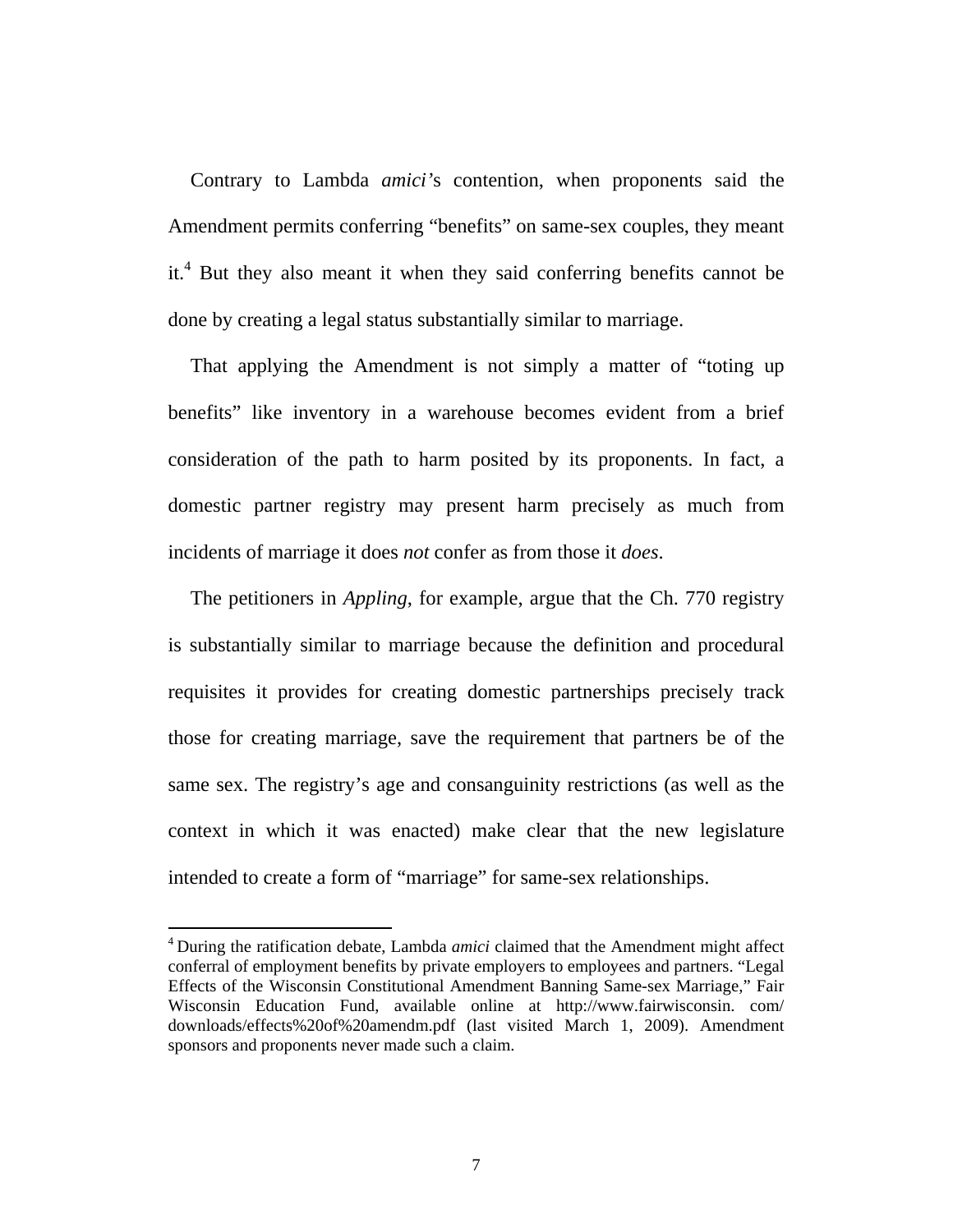Contrary to Lambda *amici*'s contention, when proponents said the Amendment permits conferring "benefits" on same-sex couples, they meant it.[4] But they also meant it when they said conferring benefits cannot be done by creating a legal status substantially similar to marriage.

That applying the Amendment is not simply a matter of "toting up benefits" like inventory in a warehouse becomes evident from a brief consideration of the path to harm posited by its proponents. In fact, a domestic partner registry may present harm precisely as much from incidents of marriage it does *not* confer as from those it *does*.

The petitioners in *Appling*, for example, argue that the Ch. 770 registry is substantially similar to marriage because the definition and procedural requisites it provides for creating domestic partnerships precisely track those for creating marriage, save the requirement that partners be of the same sex. The registry's age and consanguinity restrictions (as well as the context in which it was enacted) make clear that the new legislature intended to create a form of "marriage" for same-sex relationships.

---

[4] During the ratification debate, Lambda *amici* claimed that the Amendment might affect conferral of employment benefits by private employers to employees and partners. "Legal Effects of the Wisconsin Constitutional Amendment Banning Same-sex Marriage," Fair Wisconsin Education Fund, available online at http://www.fairwisconsin. com/ downloads/effects%20of%20amendm.pdf (last visited March 1, 2009). Amendment sponsors and proponents never made such a claim.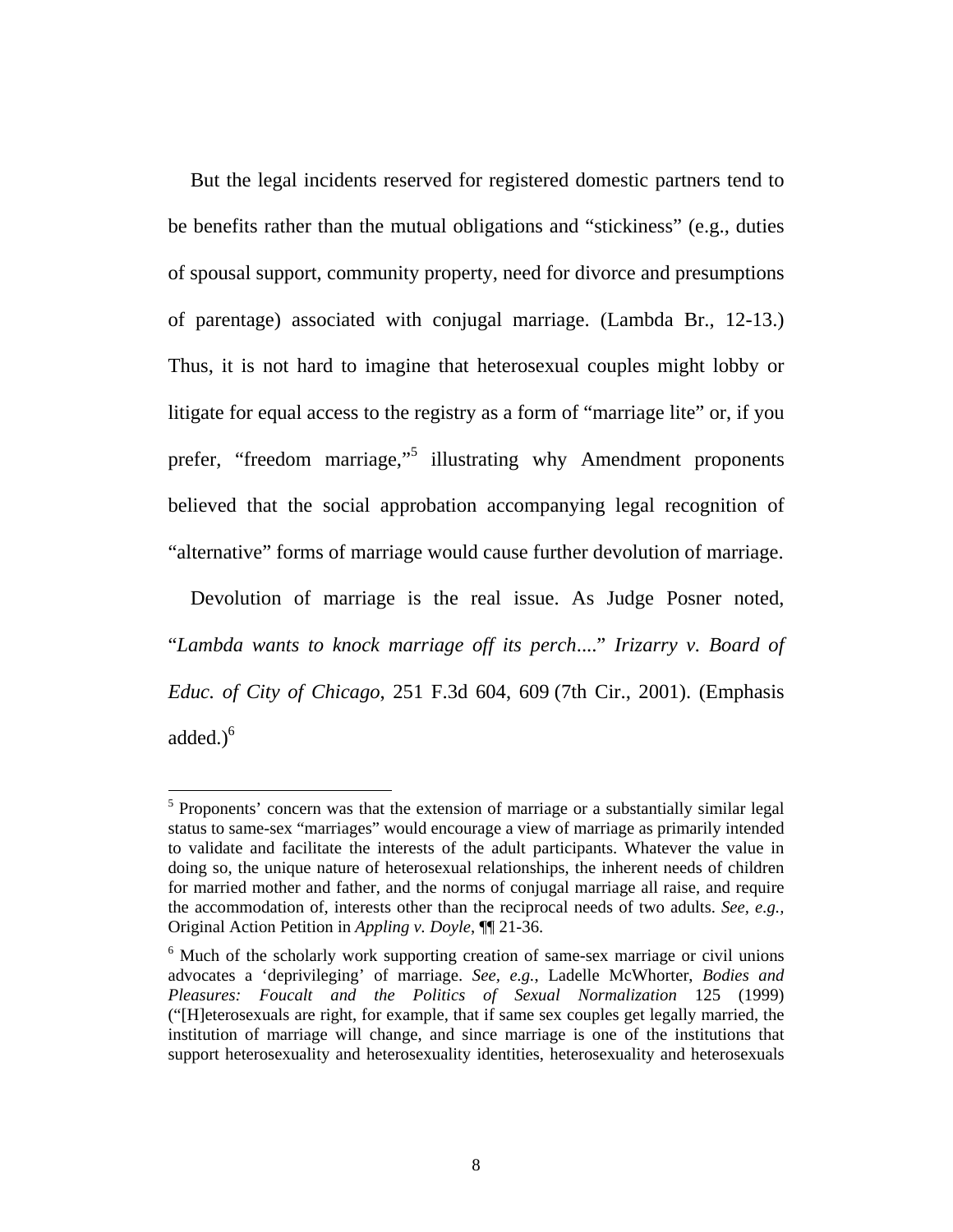But the legal incidents reserved for registered domestic partners tend to be benefits rather than the mutual obligations and "stickiness" (e.g., duties of spousal support, community property, need for divorce and presumptions of parentage) associated with conjugal marriage. (Lambda Br., 12-13.) Thus, it is not hard to imagine that heterosexual couples might lobby or litigate for equal access to the registry as a form of "marriage lite" or, if you prefer, "freedom marriage,"[5] illustrating why Amendment proponents believed that the social approbation accompanying legal recognition of "alternative" forms of marriage would cause further devolution of marriage.

Devolution of marriage is the real issue. As Judge Posner noted, "*Lambda wants to knock marriage off its perch....*" *Irizarry v. Board of Educ. of City of Chicago*, 251 F.3d 604, 609 (7th Cir., 2001). (Emphasis added.)[6]

---

[5] Proponents' concern was that the extension of marriage or a substantially similar legal status to same-sex "marriages" would encourage a view of marriage as primarily intended to validate and facilitate the interests of the adult participants. Whatever the value in doing so, the unique nature of heterosexual relationships, the inherent needs of children for married mother and father, and the norms of conjugal marriage all raise, and require the accommodation of, interests other than the reciprocal needs of two adults. *See, e.g.,* Original Action Petition in *Appling v. Doyle*, ¶¶ 21-36.

[6] Much of the scholarly work supporting creation of same-sex marriage or civil unions advocates a 'deprivileging' of marriage. *See, e.g.*, Ladelle McWhorter, *Bodies and Pleasures: Foucalt and the Politics of Sexual Normalization* 125 (1999) ("[H]eterosexuals are right, for example, that if same sex couples get legally married, the institution of marriage will change, and since marriage is one of the institutions that support heterosexuality and heterosexuality identities, heterosexuality and heterosexuals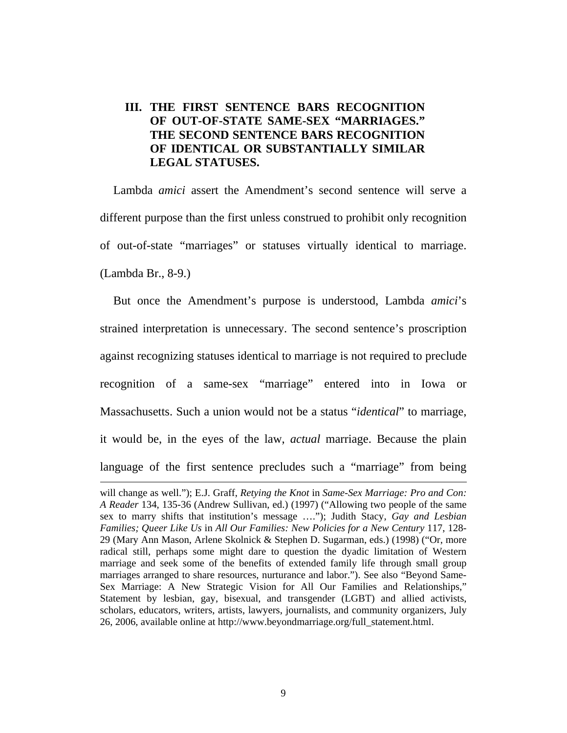## III. THE FIRST SENTENCE BARS RECOGNITION OF OUT-OF-STATE SAME-SEX "MARRIAGES." THE SECOND SENTENCE BARS RECOGNITION OF IDENTICAL OR SUBSTANTIALLY SIMILAR LEGAL STATUSES.

Lambda *amici* assert the Amendment's second sentence will serve a different purpose than the first unless construed to prohibit only recognition of out-of-state "marriages" or statuses virtually identical to marriage. (Lambda Br., 8-9.)

But once the Amendment's purpose is understood, Lambda *amici*'s strained interpretation is unnecessary. The second sentence's proscription against recognizing statuses identical to marriage is not required to preclude recognition of a same-sex "marriage" entered into in Iowa or Massachusetts. Such a union would not be a status "*identical*" to marriage, it would be, in the eyes of the law, *actual* marriage. Because the plain language of the first sentence precludes such a "marriage" from being

---

will change as well."); E.J. Graff, *Retying the Knot* in *Same-Sex Marriage: Pro and Con: A Reader* 134, 135-36 (Andrew Sullivan, ed.) (1997) ("Allowing two people of the same sex to marry shifts that institution's message …."); Judith Stacy, *Gay and Lesbian Families; Queer Like Us* in *All Our Families: New Policies for a New Century* 117, 128-29 (Mary Ann Mason, Arlene Skolnick & Stephen D. Sugarman, eds.) (1998) ("Or, more radical still, perhaps some might dare to question the dyadic limitation of Western marriage and seek some of the benefits of extended family life through small group marriages arranged to share resources, nurturance and labor."). See also "Beyond Same-Sex Marriage: A New Strategic Vision for All Our Families and Relationships," Statement by lesbian, gay, bisexual, and transgender (LGBT) and allied activists, scholars, educators, writers, artists, lawyers, journalists, and community organizers, July 26, 2006, available online at http://www.beyondmarriage.org/full_statement.html.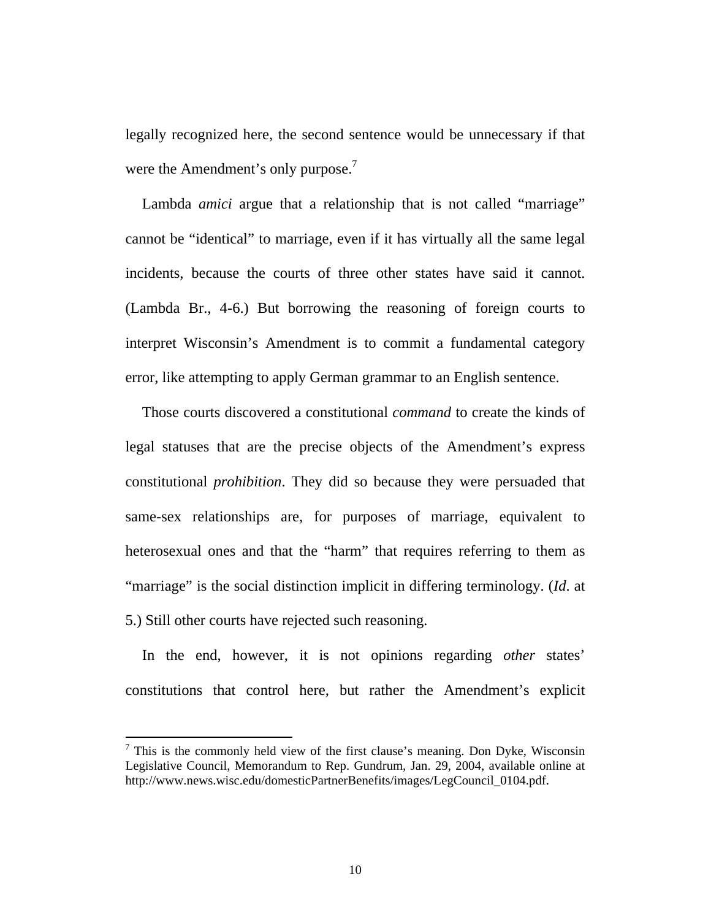legally recognized here, the second sentence would be unnecessary if that were the Amendment's only purpose.[7]

Lambda *amici* argue that a relationship that is not called "marriage" cannot be "identical" to marriage, even if it has virtually all the same legal incidents, because the courts of three other states have said it cannot. (Lambda Br., 4-6.) But borrowing the reasoning of foreign courts to interpret Wisconsin's Amendment is to commit a fundamental category error, like attempting to apply German grammar to an English sentence.

Those courts discovered a constitutional *command* to create the kinds of legal statuses that are the precise objects of the Amendment's express constitutional *prohibition*. They did so because they were persuaded that same-sex relationships are, for purposes of marriage, equivalent to heterosexual ones and that the "harm" that requires referring to them as "marriage" is the social distinction implicit in differing terminology. (*Id*. at 5.) Still other courts have rejected such reasoning.

In the end, however, it is not opinions regarding *other* states' constitutions that control here, but rather the Amendment's explicit

---

[7] This is the commonly held view of the first clause's meaning. Don Dyke, Wisconsin Legislative Council, Memorandum to Rep. Gundrum, Jan. 29, 2004, available online at http://www.news.wisc.edu/domesticPartnerBenefits/images/LegCouncil_0104.pdf.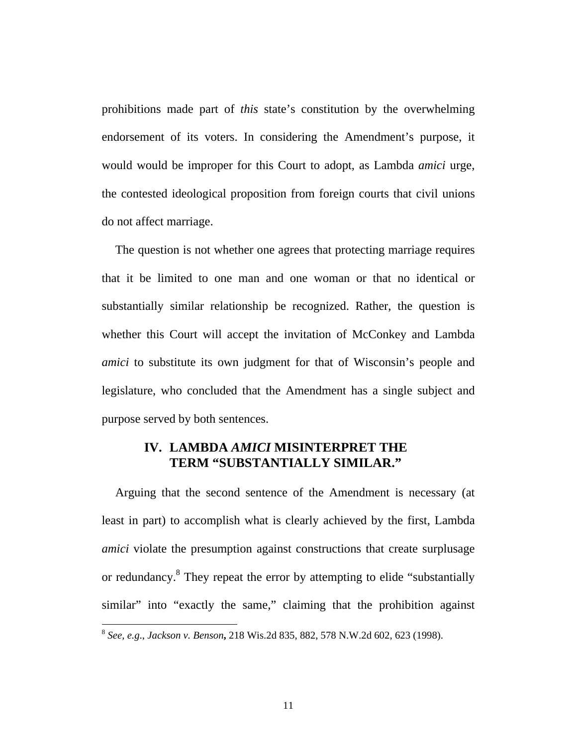prohibitions made part of *this* state's constitution by the overwhelming endorsement of its voters. In considering the Amendment's purpose, it would would be improper for this Court to adopt, as Lambda *amici* urge, the contested ideological proposition from foreign courts that civil unions do not affect marriage.

The question is not whether one agrees that protecting marriage requires that it be limited to one man and one woman or that no identical or substantially similar relationship be recognized. Rather, the question is whether this Court will accept the invitation of McConkey and Lambda *amici* to substitute its own judgment for that of Wisconsin's people and legislature, who concluded that the Amendment has a single subject and purpose served by both sentences.

## IV. LAMBDA *AMICI* MISINTERPRET THE TERM "SUBSTANTIALLY SIMILAR."

Arguing that the second sentence of the Amendment is necessary (at least in part) to accomplish what is clearly achieved by the first, Lambda *amici* violate the presumption against constructions that create surplusage or redundancy.[8] They repeat the error by attempting to elide "substantially similar" into "exactly the same," claiming that the prohibition against

[8] *See, e.g.*, *Jackson v. Benson***,** 218 Wis.2d 835, 882, 578 N.W.2d 602, 623 (1998).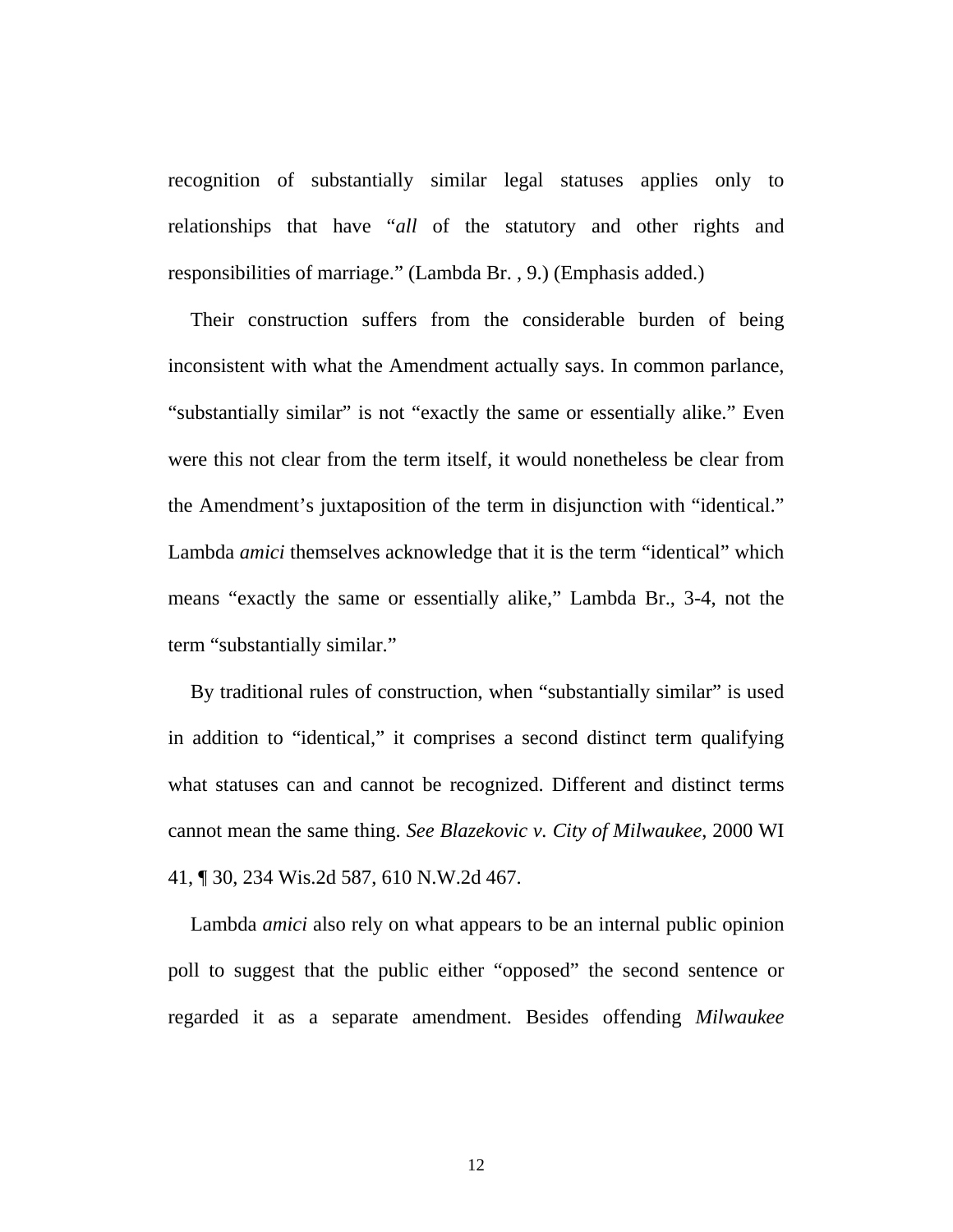recognition of substantially similar legal statuses applies only to relationships that have "*all* of the statutory and other rights and responsibilities of marriage." (Lambda Br. , 9.) (Emphasis added.)

Their construction suffers from the considerable burden of being inconsistent with what the Amendment actually says. In common parlance, "substantially similar" is not "exactly the same or essentially alike." Even were this not clear from the term itself, it would nonetheless be clear from the Amendment's juxtaposition of the term in disjunction with "identical." Lambda *amici* themselves acknowledge that it is the term "identical" which means "exactly the same or essentially alike," Lambda Br., 3-4, not the term "substantially similar."

By traditional rules of construction, when "substantially similar" is used in addition to "identical," it comprises a second distinct term qualifying what statuses can and cannot be recognized. Different and distinct terms cannot mean the same thing. *See Blazekovic v. City of Milwaukee*, 2000 WI 41, ¶ 30, 234 Wis.2d 587, 610 N.W.2d 467.

Lambda *amici* also rely on what appears to be an internal public opinion poll to suggest that the public either "opposed" the second sentence or regarded it as a separate amendment. Besides offending *Milwaukee*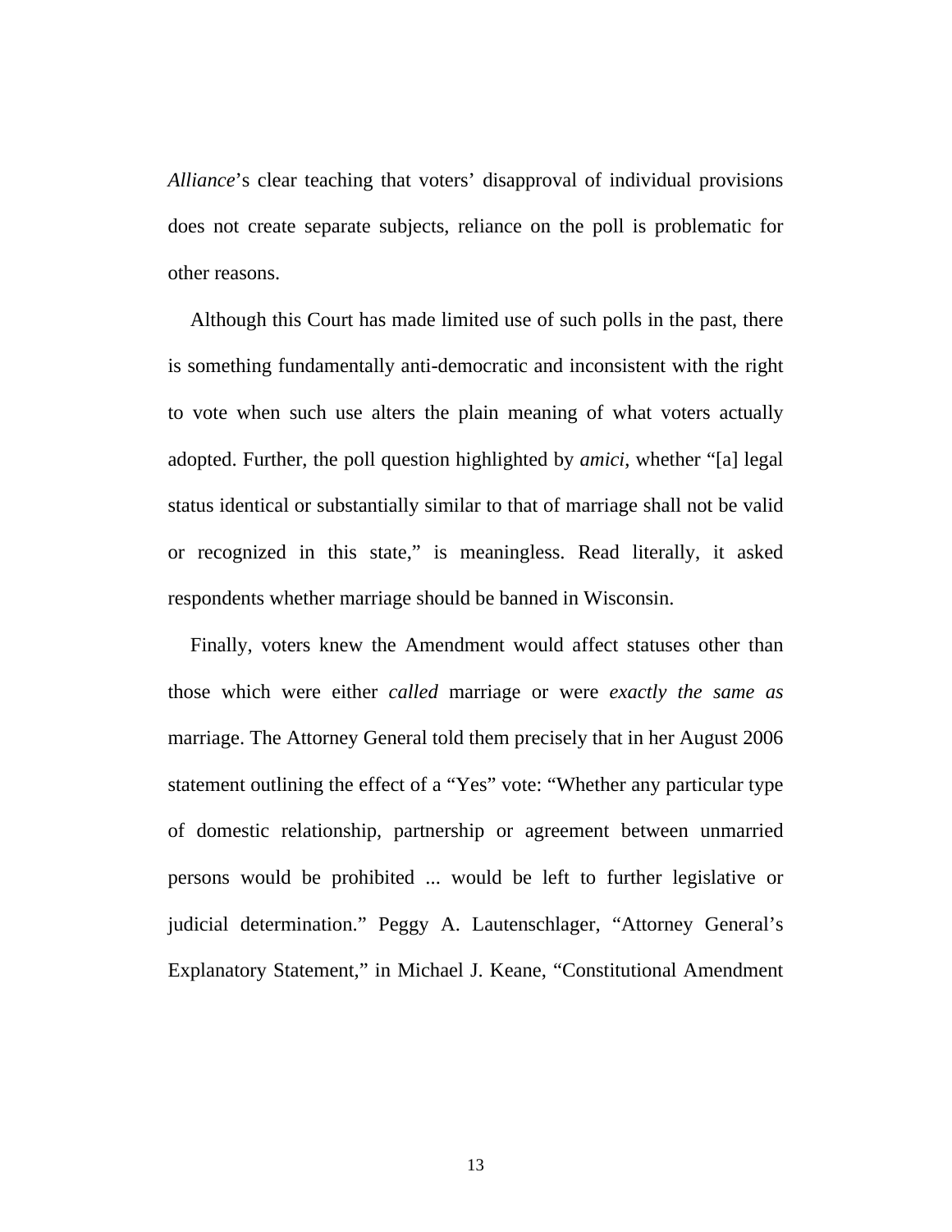*Alliance*'s clear teaching that voters' disapproval of individual provisions does not create separate subjects, reliance on the poll is problematic for other reasons.

Although this Court has made limited use of such polls in the past, there is something fundamentally anti-democratic and inconsistent with the right to vote when such use alters the plain meaning of what voters actually adopted. Further, the poll question highlighted by *amici*, whether "[a] legal status identical or substantially similar to that of marriage shall not be valid or recognized in this state," is meaningless. Read literally, it asked respondents whether marriage should be banned in Wisconsin.

Finally, voters knew the Amendment would affect statuses other than those which were either *called* marriage or were *exactly the same as* marriage. The Attorney General told them precisely that in her August 2006 statement outlining the effect of a "Yes" vote: "Whether any particular type of domestic relationship, partnership or agreement between unmarried persons would be prohibited ... would be left to further legislative or judicial determination." Peggy A. Lautenschlager, "Attorney General's Explanatory Statement," in Michael J. Keane, "Constitutional Amendment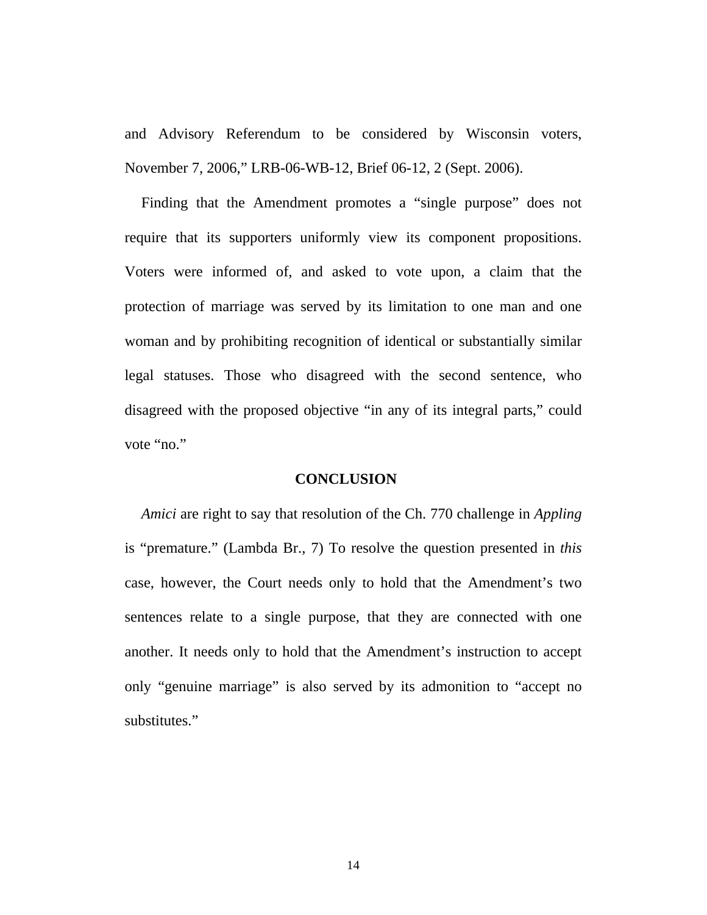and Advisory Referendum to be considered by Wisconsin voters, November 7, 2006," LRB-06-WB-12, Brief 06-12, 2 (Sept. 2006).

Finding that the Amendment promotes a "single purpose" does not require that its supporters uniformly view its component propositions. Voters were informed of, and asked to vote upon, a claim that the protection of marriage was served by its limitation to one man and one woman and by prohibiting recognition of identical or substantially similar legal statuses. Those who disagreed with the second sentence, who disagreed with the proposed objective "in any of its integral parts," could vote "no."

## CONCLUSION

*Amici* are right to say that resolution of the Ch. 770 challenge in *Appling* is "premature." (Lambda Br., 7) To resolve the question presented in *this* case, however, the Court needs only to hold that the Amendment's two sentences relate to a single purpose, that they are connected with one another. It needs only to hold that the Amendment's instruction to accept only "genuine marriage" is also served by its admonition to "accept no substitutes."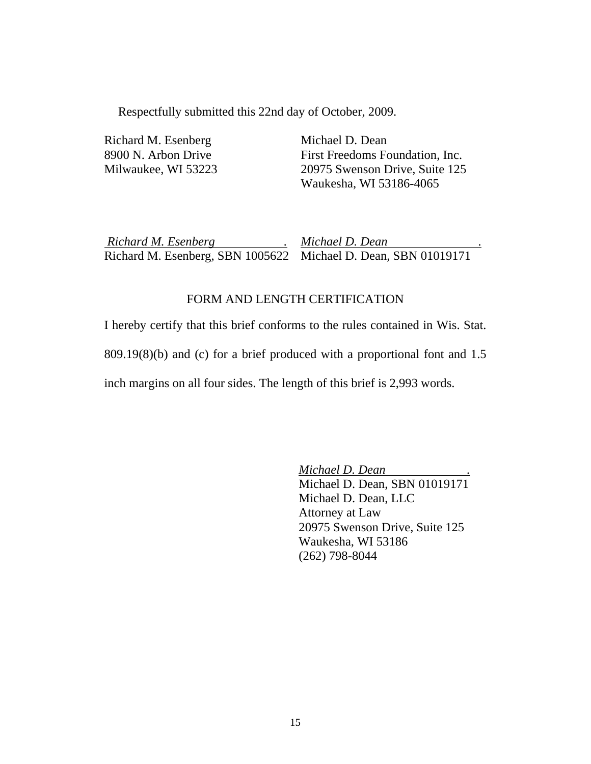Respectfully submitted this 22nd day of October, 2009.

| | |
|---|---|
| Richard M. Esenberg | Michael D. Dean |
| 8900 N. Arbon Drive | First Freedoms Foundation, Inc. |
| Milwaukee, WI 53223 | 20975 Swenson Drive, Suite 125 |
| | Waukesha, WI 53186-4065 |
| | |
| *Richard M. Esenberg* . | *Michael D. Dean* . |
| Richard M. Esenberg, SBN 1005622 | Michael D. Dean, SBN 01019171 |

## FORM AND LENGTH CERTIFICATION

I hereby certify that this brief conforms to the rules contained in Wis. Stat. 809.19(8)(b) and (c) for a brief produced with a proportional font and 1.5 inch margins on all four sides. The length of this brief is 2,993 words.

*Michael D. Dean* .
Michael D. Dean, SBN 01019171
Michael D. Dean, LLC
Attorney at Law
20975 Swenson Drive, Suite 125
Waukesha, WI 53186
(262) 798-8044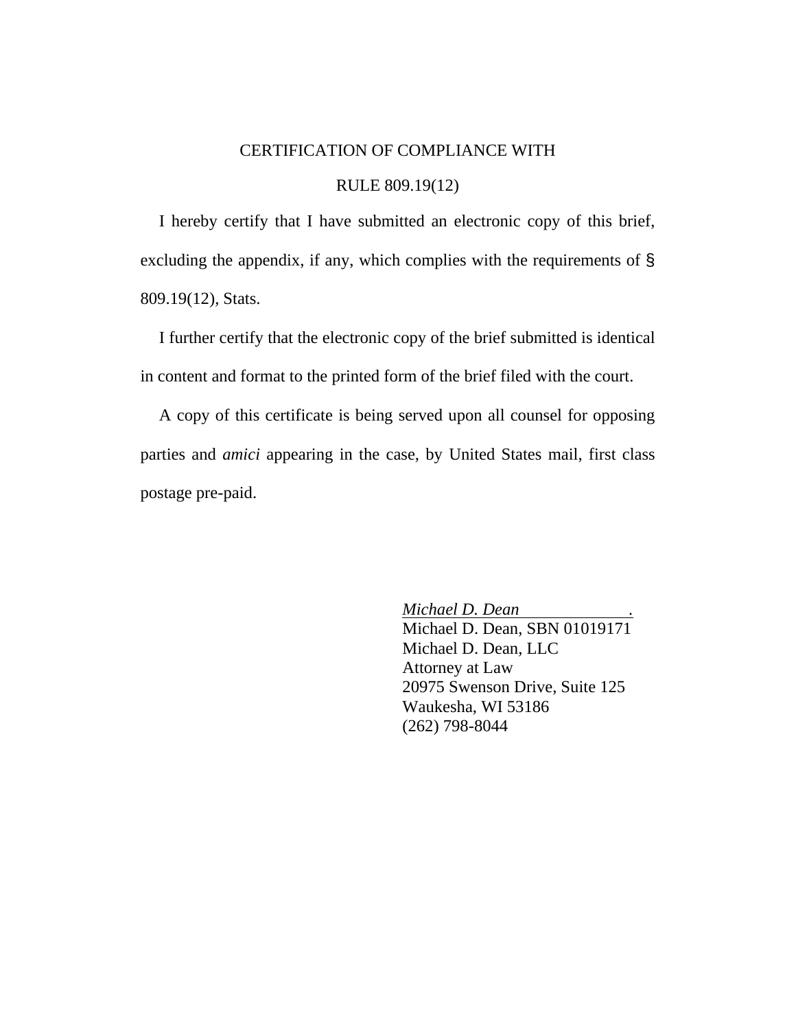# CERTIFICATION OF COMPLIANCE WITH RULE 809.19(12)

I hereby certify that I have submitted an electronic copy of this brief, excluding the appendix, if any, which complies with the requirements of § 809.19(12), Stats.

I further certify that the electronic copy of the brief submitted is identical in content and format to the printed form of the brief filed with the court.

A copy of this certificate is being served upon all counsel for opposing parties and *amici* appearing in the case, by United States mail, first class postage pre-paid.

*Michael D. Dean* .
Michael D. Dean, SBN 01019171
Michael D. Dean, LLC
Attorney at Law
20975 Swenson Drive, Suite 125
Waukesha, WI 53186
(262) 798-8044